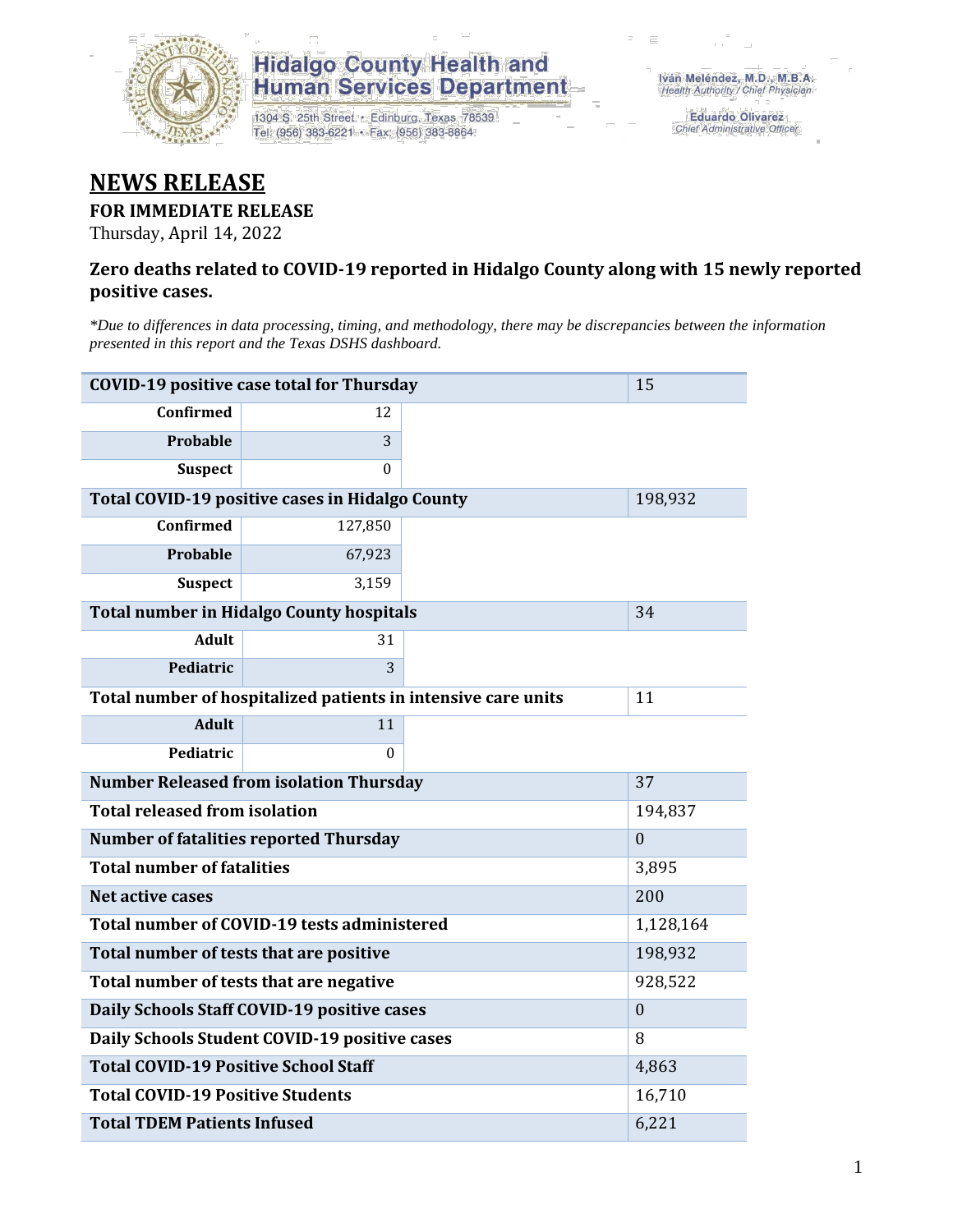Hidalgo County Health and Human Services Department
1304 S. 25th Street • Edinburg, Texas 78539
Tel: (956) 383-6221 • Fax: (956) 383-8864

Iván Meléndez, M.D., M.B.A.
Health Authority / Chief Physician

Eduardo Olivarez
Chief Administrative Officer

# NEWS RELEASE

**FOR IMMEDIATE RELEASE**
Thursday, April 14, 2022

### Zero deaths related to COVID-19 reported in Hidalgo County along with 15 newly reported positive cases.

*\*Due to differences in data processing, timing, and methodology, there may be discrepancies between the information presented in this report and the Texas DSHS dashboard.*

| COVID-19 positive case total for Thursday | | | 15 |
|---|---|---|---|
| Confirmed | 12 | | |
| Probable | 3 | | |
| Suspect | 0 | | |
| **Total COVID-19 positive cases in Hidalgo County** | | | 198,932 |
| Confirmed | 127,850 | | |
| Probable | 67,923 | | |
| Suspect | 3,159 | | |
| **Total number in Hidalgo County hospitals** | | | 34 |
| Adult | 31 | | |
| Pediatric | 3 | | |
| **Total number of hospitalized patients in intensive care units** | | | 11 |
| Adult | 11 | | |
| Pediatric | 0 | | |
| **Number Released from isolation Thursday** | | | 37 |
| **Total released from isolation** | | | 194,837 |
| **Number of fatalities reported Thursday** | | | 0 |
| **Total number of fatalities** | | | 3,895 |
| **Net active cases** | | | 200 |
| **Total number of COVID-19 tests administered** | | | 1,128,164 |
| **Total number of tests that are positive** | | | 198,932 |
| **Total number of tests that are negative** | | | 928,522 |
| **Daily Schools Staff COVID-19 positive cases** | | | 0 |
| **Daily Schools Student COVID-19 positive cases** | | | 8 |
| **Total COVID-19 Positive School Staff** | | | 4,863 |
| **Total COVID-19 Positive Students** | | | 16,710 |
| **Total TDEM Patients Infused** | | | 6,221 |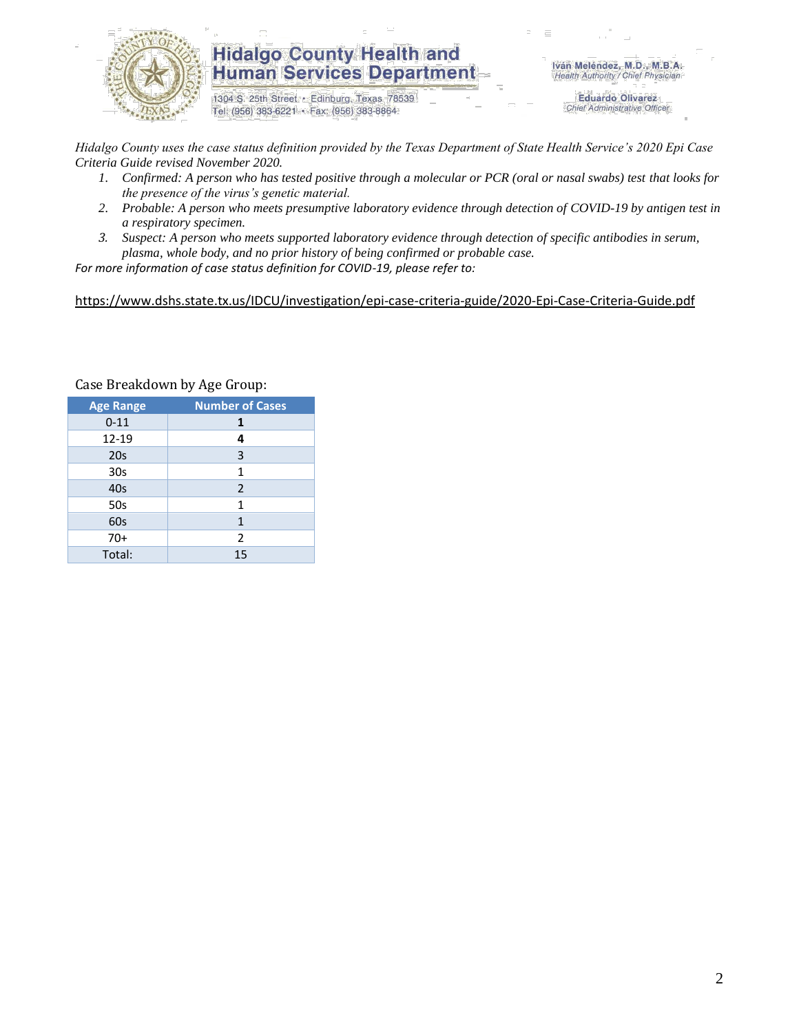Hidalgo County Health and Human Services Department

1304 S. 25th Street • Edinburg, Texas 78539
Tel: (956) 383-6221 • Fax: (956) 383-8864

Iván Meléndez, M.D., M.B.A.
Health Authority / Chief Physician

Eduardo Olivarez
Chief Administrative Officer

*Hidalgo County uses the case status definition provided by the Texas Department of State Health Service's 2020 Epi Case Criteria Guide revised November 2020.*

1. *Confirmed: A person who has tested positive through a molecular or PCR (oral or nasal swabs) test that looks for the presence of the virus's genetic material.*
2. *Probable: A person who meets presumptive laboratory evidence through detection of COVID-19 by antigen test in a respiratory specimen.*
3. *Suspect: A person who meets supported laboratory evidence through detection of specific antibodies in serum, plasma, whole body, and no prior history of being confirmed or probable case.*

*For more information of case status definition for COVID-19, please refer to:*

https://www.dshs.state.tx.us/IDCU/investigation/epi-case-criteria-guide/2020-Epi-Case-Criteria-Guide.pdf

Case Breakdown by Age Group:

| Age Range | Number of Cases |
|---|---|
| 0-11 | **1** |
| 12-19 | **4** |
| 20s | 3 |
| 30s | 1 |
| 40s | 2 |
| 50s | 1 |
| 60s | 1 |
| 70+ | 2 |
| Total: | 15 |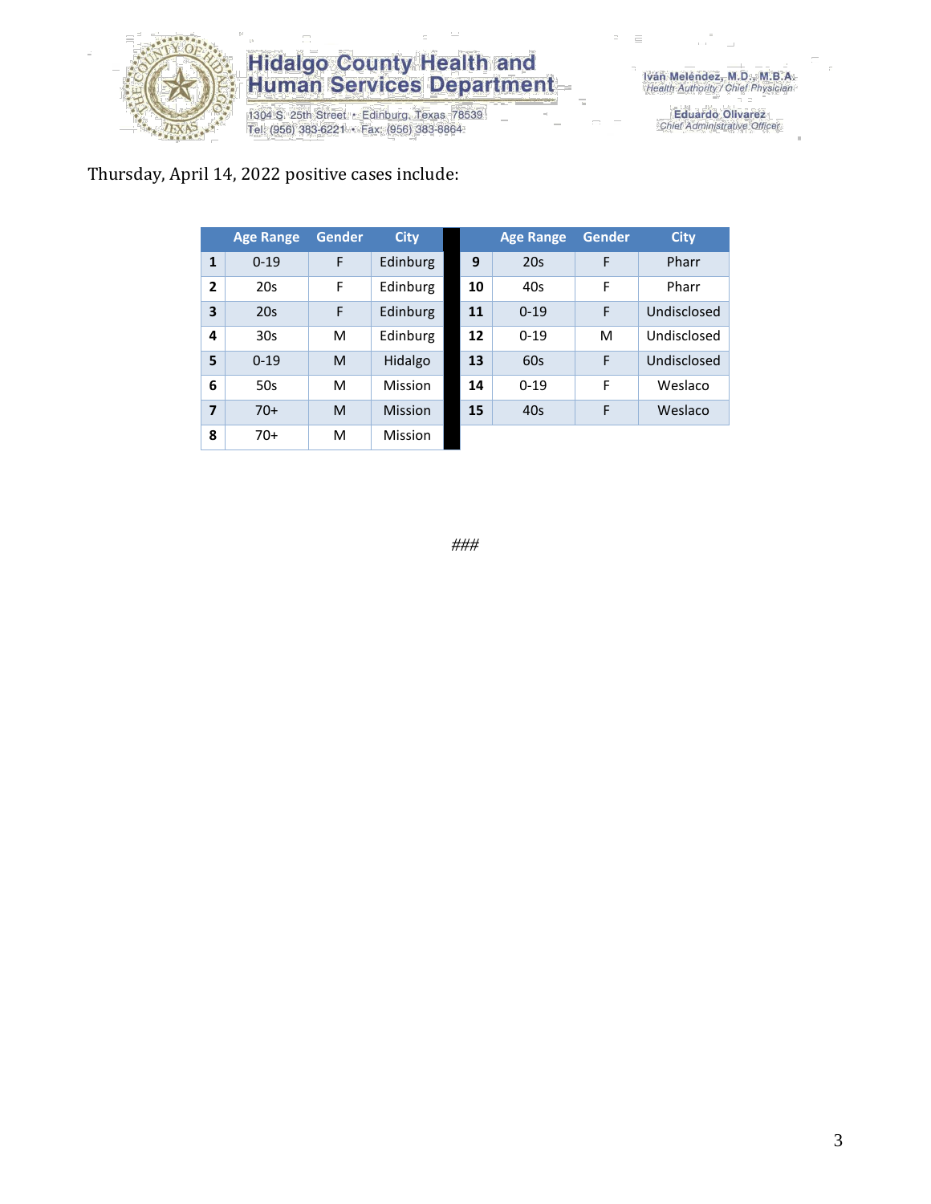Thursday, April 14, 2022 positive cases include:

| | Age Range | Gender | City |
|---|---|---|---|
| 1 | 0-19 | F | Edinburg |
| 2 | 20s | F | Edinburg |
| 3 | 20s | F | Edinburg |
| 4 | 30s | M | Edinburg |
| 5 | 0-19 | M | Hidalgo |
| 6 | 50s | M | Mission |
| 7 | 70+ | M | Mission |
| 8 | 70+ | M | Mission |
| 9 | 20s | F | Pharr |
| 10 | 40s | F | Pharr |
| 11 | 0-19 | F | Undisclosed |
| 12 | 0-19 | M | Undisclosed |
| 13 | 60s | F | Undisclosed |
| 14 | 0-19 | F | Weslaco |
| 15 | 40s | F | Weslaco |

###